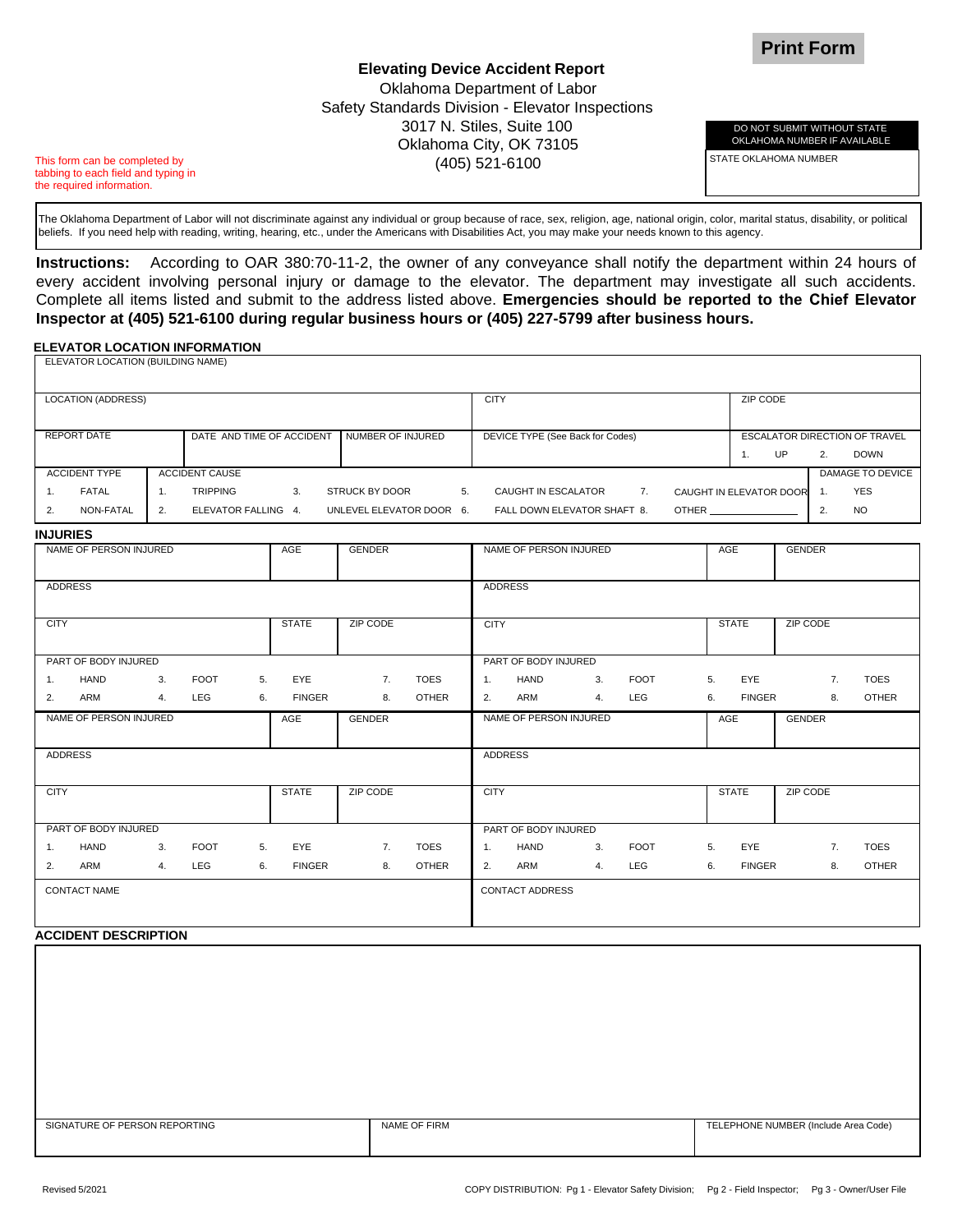Print Form

# Elevating Device Accident Report

Oklahoma Department of Labor
Safety Standards Division - Elevator Inspections
3017 N. Stiles, Suite 100
Oklahoma City, OK 73105
(405) 521-6100

This form can be completed by tabbing to each field and typing in the required information.

| DO NOT SUBMIT WITHOUT STATE OKLAHOMA NUMBER IF AVAILABLE |
|---|
| STATE OKLAHOMA NUMBER |

The Oklahoma Department of Labor will not discriminate against any individual or group because of race, sex, religion, age, national origin, color, marital status, disability, or political beliefs. If you need help with reading, writing, hearing, etc., under the Americans with Disabilities Act, you may make your needs known to this agency.

**Instructions:** According to OAR 380:70-11-2, the owner of any conveyance shall notify the department within 24 hours of every accident involving personal injury or damage to the elevator. The department may investigate all such accidents. Complete all items listed and submit to the address listed above. **Emergencies should be reported to the Chief Elevator Inspector at (405) 521-6100 during regular business hours or (405) 227-5799 after business hours.**

## ELEVATOR LOCATION INFORMATION

| ELEVATOR LOCATION (BUILDING NAME) | | | | |
|---|---|---|---|---|
| LOCATION (ADDRESS) | | | CITY | ZIP CODE |
| REPORT DATE | DATE AND TIME OF ACCIDENT | NUMBER OF INJURED | DEVICE TYPE (See Back for Codes) | ESCALATOR DIRECTION OF TRAVEL: 1. UP 2. DOWN |

| ACCIDENT TYPE | ACCIDENT CAUSE | DAMAGE TO DEVICE |
|---|---|---|
| 1. FATAL | 1. TRIPPING 3. STRUCK BY DOOR 5. CAUGHT IN ESCALATOR 7. CAUGHT IN ELEVATOR DOOR | 1. YES |
| 2. NON-FATAL | 2. ELEVATOR FALLING 4. UNLEVEL ELEVATOR DOOR 6. FALL DOWN ELEVATOR SHAFT 8. OTHER ______ | 2. NO |

## INJURIES

| NAME OF PERSON INJURED | AGE | GENDER | NAME OF PERSON INJURED | AGE | GENDER |
|---|---|---|---|---|---|
| ADDRESS | | | ADDRESS | | |
| CITY | STATE | ZIP CODE | CITY | STATE | ZIP CODE |
| PART OF BODY INJURED: 1. HAND 2. ARM 3. FOOT 4. LEG 5. EYE 6. FINGER 7. TOES 8. OTHER | | | PART OF BODY INJURED: 1. HAND 2. ARM 3. FOOT 4. LEG 5. EYE 6. FINGER 7. TOES 8. OTHER | | |
| NAME OF PERSON INJURED | AGE | GENDER | NAME OF PERSON INJURED | AGE | GENDER |
| ADDRESS | | | ADDRESS | | |
| CITY | STATE | ZIP CODE | CITY | STATE | ZIP CODE |
| PART OF BODY INJURED: 1. HAND 2. ARM 3. FOOT 4. LEG 5. EYE 6. FINGER 7. TOES 8. OTHER | | | PART OF BODY INJURED: 1. HAND 2. ARM 3. FOOT 4. LEG 5. EYE 6. FINGER 7. TOES 8. OTHER | | |
| CONTACT NAME | | | CONTACT ADDRESS | | |

## ACCIDENT DESCRIPTION

| SIGNATURE OF PERSON REPORTING | NAME OF FIRM | TELEPHONE NUMBER (Include Area Code) |
|---|---|---|
| | | |

Revised 5/2021

COPY DISTRIBUTION: Pg 1 - Elevator Safety Division; Pg 2 - Field Inspector; Pg 3 - Owner/User File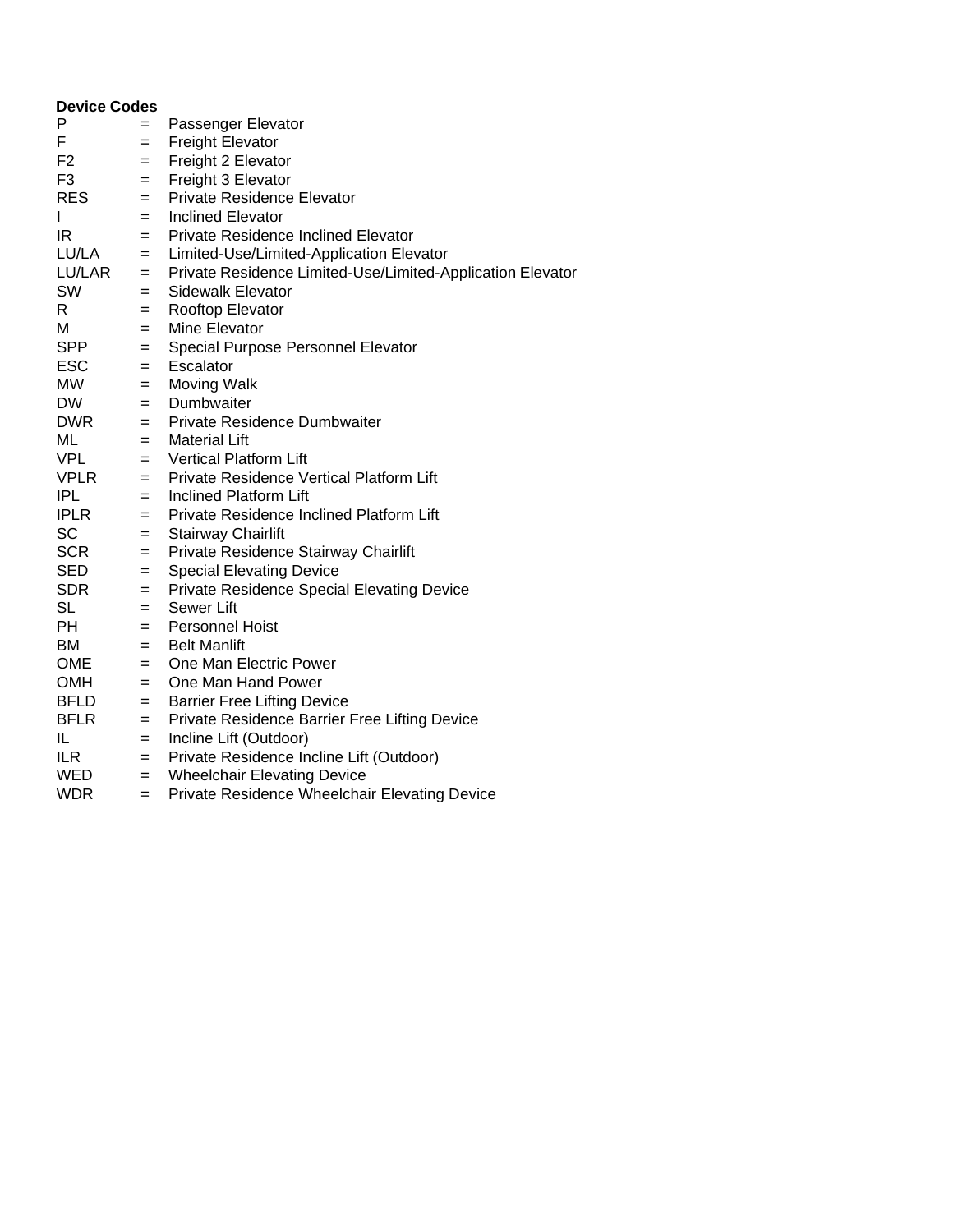**Device Codes**

| | | |
|---|---|---|
| P | = | Passenger Elevator |
| F | = | Freight Elevator |
| F2 | = | Freight 2 Elevator |
| F3 | = | Freight 3 Elevator |
| RES | = | Private Residence Elevator |
| I | = | Inclined Elevator |
| IR | = | Private Residence Inclined Elevator |
| LU/LA | = | Limited-Use/Limited-Application Elevator |
| LU/LAR | = | Private Residence Limited-Use/Limited-Application Elevator |
| SW | = | Sidewalk Elevator |
| R | = | Rooftop Elevator |
| M | = | Mine Elevator |
| SPP | = | Special Purpose Personnel Elevator |
| ESC | = | Escalator |
| MW | = | Moving Walk |
| DW | = | Dumbwaiter |
| DWR | = | Private Residence Dumbwaiter |
| ML | = | Material Lift |
| VPL | = | Vertical Platform Lift |
| VPLR | = | Private Residence Vertical Platform Lift |
| IPL | = | Inclined Platform Lift |
| IPLR | = | Private Residence Inclined Platform Lift |
| SC | = | Stairway Chairlift |
| SCR | = | Private Residence Stairway Chairlift |
| SED | = | Special Elevating Device |
| SDR | = | Private Residence Special Elevating Device |
| SL | = | Sewer Lift |
| PH | = | Personnel Hoist |
| BM | = | Belt Manlift |
| OME | = | One Man Electric Power |
| OMH | = | One Man Hand Power |
| BFLD | = | Barrier Free Lifting Device |
| BFLR | = | Private Residence Barrier Free Lifting Device |
| IL | = | Incline Lift (Outdoor) |
| ILR | = | Private Residence Incline Lift (Outdoor) |
| WED | = | Wheelchair Elevating Device |
| WDR | = | Private Residence Wheelchair Elevating Device |